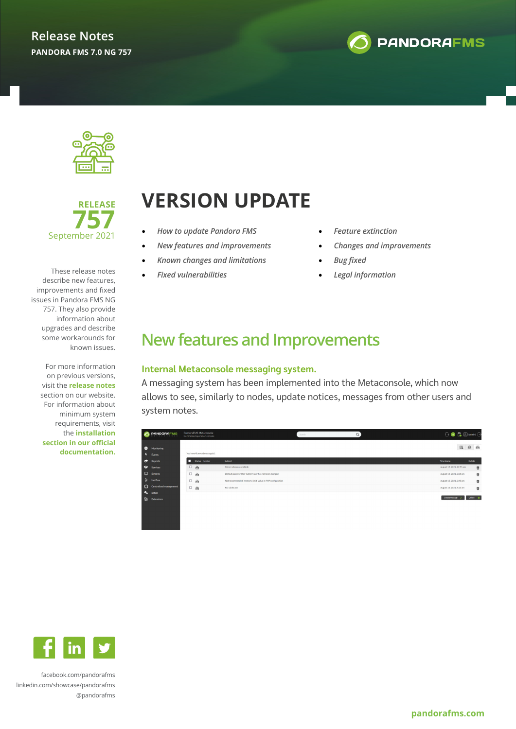# Release Notes

**PANDORA FMS 7.0 NG 757**

**RELEASE 757**
September 2021

These release notes describe new features, improvements and fixed issues in Pandora FMS NG 757. They also provide information about upgrades and describe some workarounds for known issues.

For more information on previous versions, visit the **release notes** section on our website. For information about minimum system requirements, visit the **installation section in our official documentation.**

# VERSION UPDATE

- *How to update Pandora FMS*
- *New features and improvements*
- *Known changes and limitations*
- *Fixed vulnerabilities*
- *Feature extinction*
- *Changes and improvements*
- *Bug fixed*
- *Legal information*

## New features and Improvements

### Internal Metaconsole messaging system.

A messaging system has been implemented into the Metaconsole, which now allows to see, similarly to nodes, update notices, messages from other users and system notes.

facebook.com/pandorafms
linkedin.com/showcase/pandorafms
@pandorafms

pandorafms.com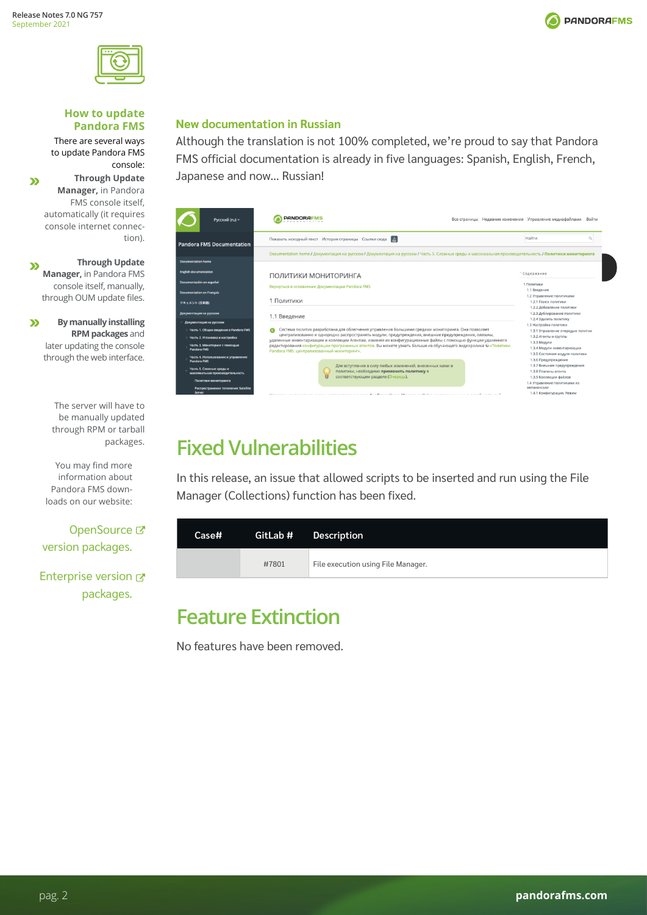### How to update Pandora FMS

There are several ways to update Pandora FMS console:

- **Through Update Manager,** in Pandora FMS console itself, automatically (it requires console internet connection).
- **Through Update Manager,** in Pandora FMS console itself, manually, through OUM update files.
- **By manually installing RPM packages** and later updating the console through the web interface.

The server will have to be manually updated through RPM or tarball packages.

You may find more information about Pandora FMS downloads on our website:

OpenSource version packages.

Enterprise version packages.

## New documentation in Russian

Although the translation is not 100% completed, we're proud to say that Pandora FMS official documentation is already in five languages: Spanish, English, French, Japanese and now... Russian!

# Fixed Vulnerabilities

In this release, an issue that allowed scripts to be inserted and run using the File Manager (Collections) function has been fixed.

| Case# | GitLab # | Description |
|---|---|---|
| | #7801 | File execution using File Manager. |

# Feature Extinction

No features have been removed.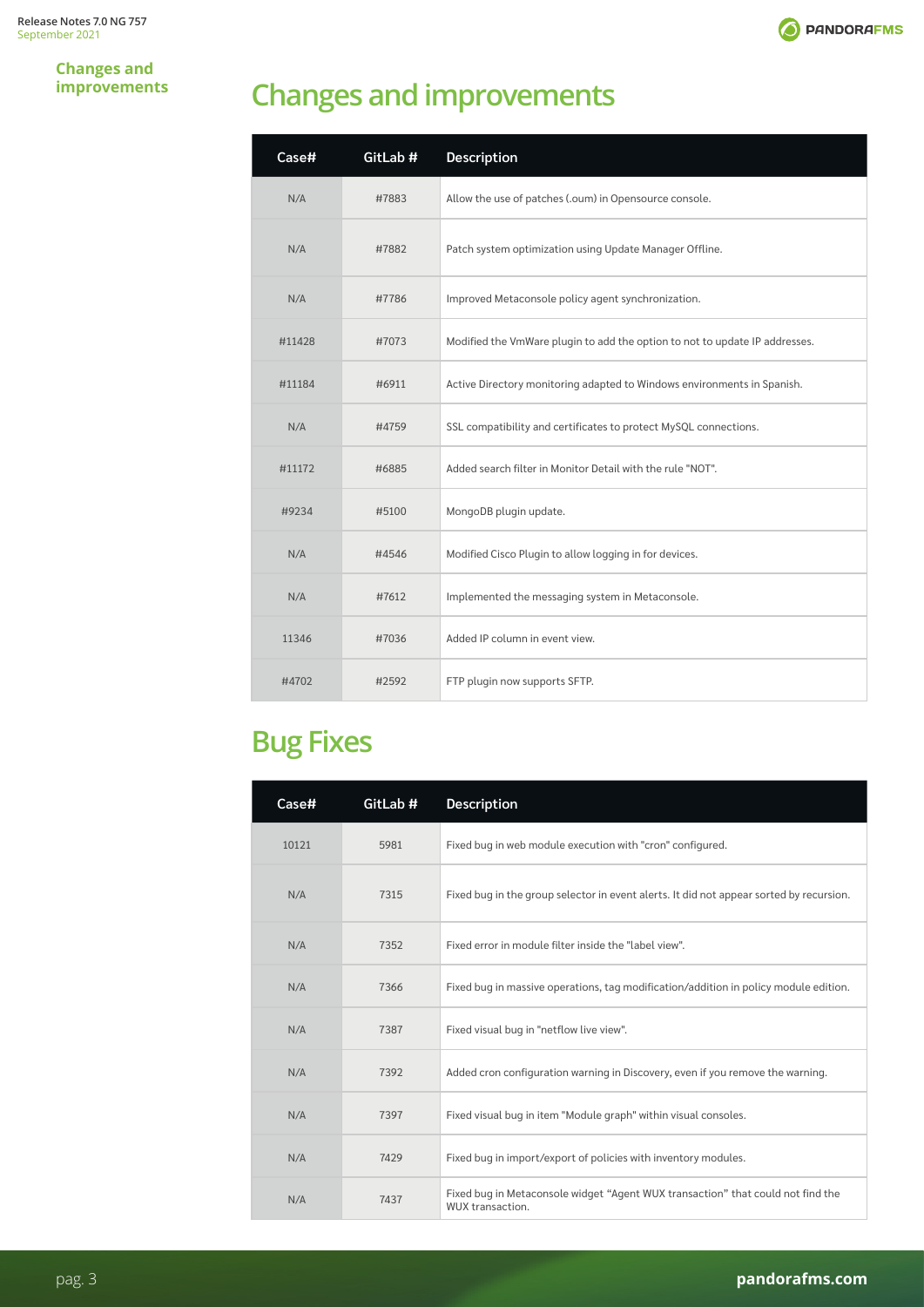# Changes and improvements

| Case# | GitLab # | Description |
|---|---|---|
| N/A | #7883 | Allow the use of patches (.oum) in Opensource console. |
| N/A | #7882 | Patch system optimization using Update Manager Offline. |
| N/A | #7786 | Improved Metaconsole policy agent synchronization. |
| #11428 | #7073 | Modified the VmWare plugin to add the option to not to update IP addresses. |
| #11184 | #6911 | Active Directory monitoring adapted to Windows environments in Spanish. |
| N/A | #4759 | SSL compatibility and certificates to protect MySQL connections. |
| #11172 | #6885 | Added search filter in Monitor Detail with the rule "NOT". |
| #9234 | #5100 | MongoDB plugin update. |
| N/A | #4546 | Modified Cisco Plugin to allow logging in for devices. |
| N/A | #7612 | Implemented the messaging system in Metaconsole. |
| 11346 | #7036 | Added IP column in event view. |
| #4702 | #2592 | FTP plugin now supports SFTP. |

# Bug Fixes

| Case# | GitLab # | Description |
|---|---|---|
| 10121 | 5981 | Fixed bug in web module execution with "cron" configured. |
| N/A | 7315 | Fixed bug in the group selector in event alerts. It did not appear sorted by recursion. |
| N/A | 7352 | Fixed error in module filter inside the "label view". |
| N/A | 7366 | Fixed bug in massive operations, tag modification/addition in policy module edition. |
| N/A | 7387 | Fixed visual bug in "netflow live view". |
| N/A | 7392 | Added cron configuration warning in Discovery, even if you remove the warning. |
| N/A | 7397 | Fixed visual bug in item "Module graph" within visual consoles. |
| N/A | 7429 | Fixed bug in import/export of policies with inventory modules. |
| N/A | 7437 | Fixed bug in Metaconsole widget “Agent WUX transaction” that could not find the WUX transaction. |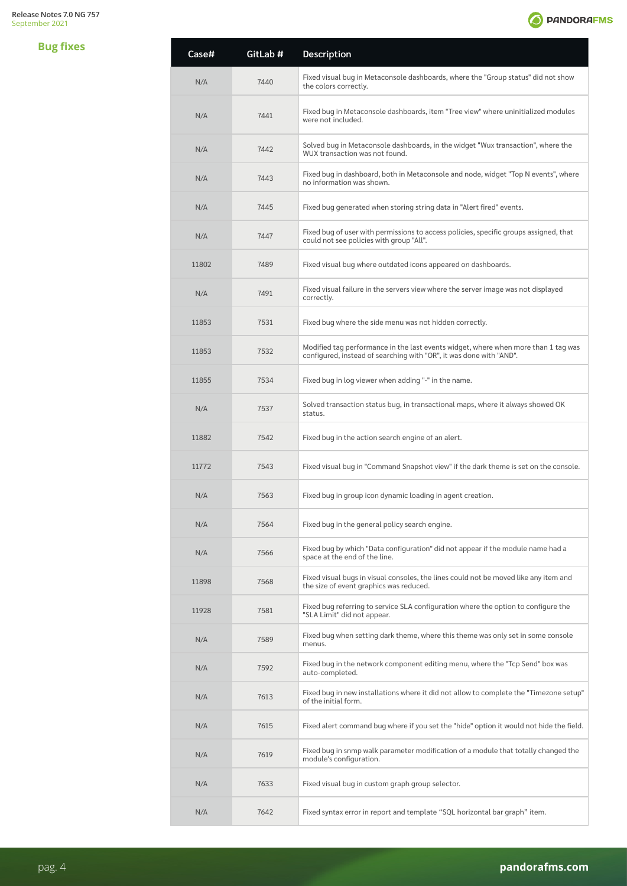## Bug fixes

| Case# | GitLab # | Description |
|---|---|---|
| N/A | 7440 | Fixed visual bug in Metaconsole dashboards, where the "Group status" did not show the colors correctly. |
| N/A | 7441 | Fixed bug in Metaconsole dashboards, item "Tree view" where uninitialized modules were not included. |
| N/A | 7442 | Solved bug in Metaconsole dashboards, in the widget "Wux transaction", where the WUX transaction was not found. |
| N/A | 7443 | Fixed bug in dashboard, both in Metaconsole and node, widget "Top N events", where no information was shown. |
| N/A | 7445 | Fixed bug generated when storing string data in "Alert fired" events. |
| N/A | 7447 | Fixed bug of user with permissions to access policies, specific groups assigned, that could not see policies with group "All". |
| 11802 | 7489 | Fixed visual bug where outdated icons appeared on dashboards. |
| N/A | 7491 | Fixed visual failure in the servers view where the server image was not displayed correctly. |
| 11853 | 7531 | Fixed bug where the side menu was not hidden correctly. |
| 11853 | 7532 | Modified tag performance in the last events widget, where when more than 1 tag was configured, instead of searching with "OR", it was done with "AND". |
| 11855 | 7534 | Fixed bug in log viewer when adding "-" in the name. |
| N/A | 7537 | Solved transaction status bug, in transactional maps, where it always showed OK status. |
| 11882 | 7542 | Fixed bug in the action search engine of an alert. |
| 11772 | 7543 | Fixed visual bug in "Command Snapshot view" if the dark theme is set on the console. |
| N/A | 7563 | Fixed bug in group icon dynamic loading in agent creation. |
| N/A | 7564 | Fixed bug in the general policy search engine. |
| N/A | 7566 | Fixed bug by which "Data configuration" did not appear if the module name had a space at the end of the line. |
| 11898 | 7568 | Fixed visual bugs in visual consoles, the lines could not be moved like any item and the size of event graphics was reduced. |
| 11928 | 7581 | Fixed bug referring to service SLA configuration where the option to configure the "SLA Limit" did not appear. |
| N/A | 7589 | Fixed bug when setting dark theme, where this theme was only set in some console menus. |
| N/A | 7592 | Fixed bug in the network component editing menu, where the "Tcp Send" box was auto-completed. |
| N/A | 7613 | Fixed bug in new installations where it did not allow to complete the "Timezone setup" of the initial form. |
| N/A | 7615 | Fixed alert command bug where if you set the "hide" option it would not hide the field. |
| N/A | 7619 | Fixed bug in snmp walk parameter modification of a module that totally changed the module's configuration. |
| N/A | 7633 | Fixed visual bug in custom graph group selector. |
| N/A | 7642 | Fixed syntax error in report and template “SQL horizontal bar graph” item. |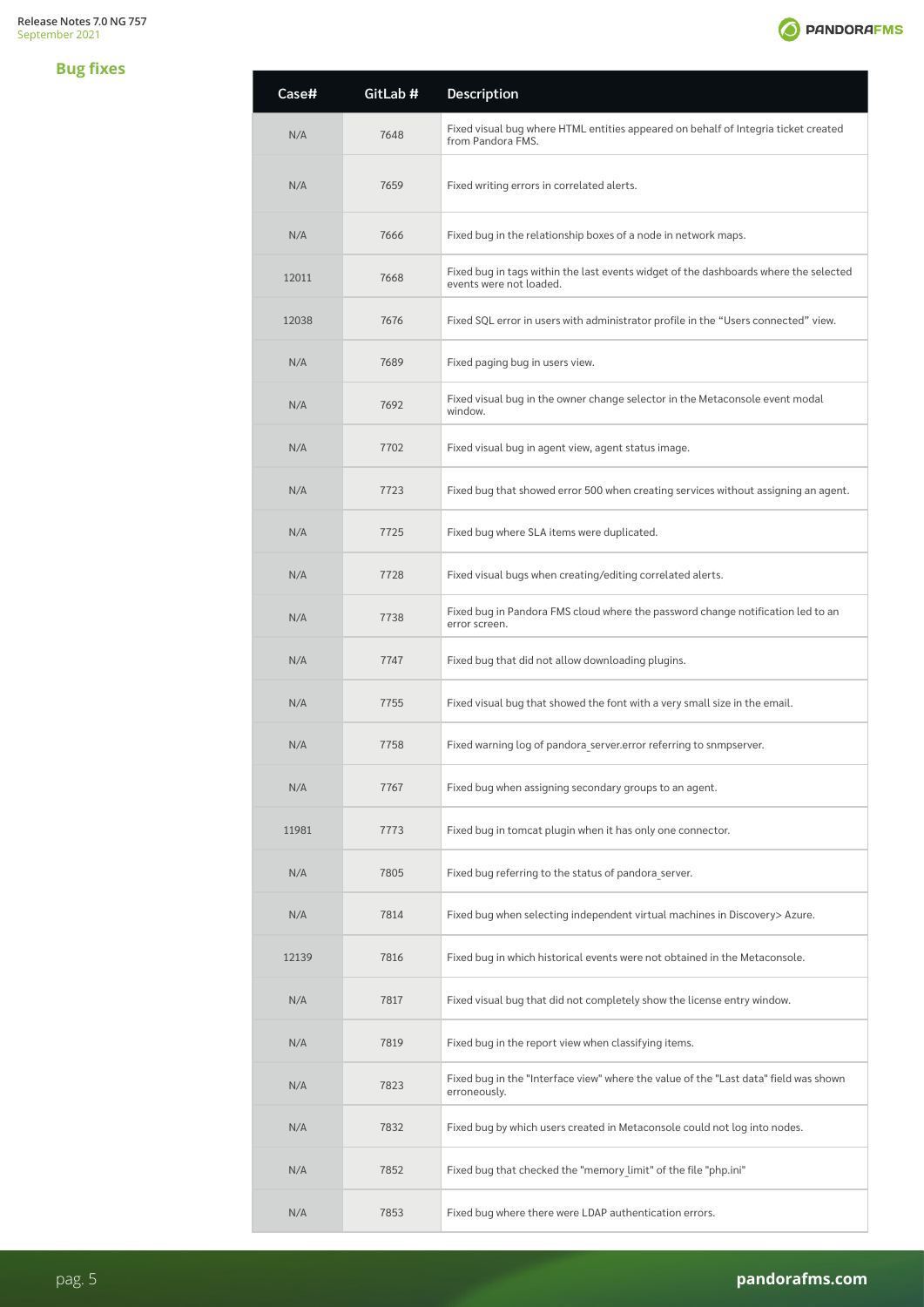## Bug fixes

| Case# | GitLab # | Description |
|---|---|---|
| N/A | 7648 | Fixed visual bug where HTML entities appeared on behalf of Integria ticket created from Pandora FMS. |
| N/A | 7659 | Fixed writing errors in correlated alerts. |
| N/A | 7666 | Fixed bug in the relationship boxes of a node in network maps. |
| 12011 | 7668 | Fixed bug in tags within the last events widget of the dashboards where the selected events were not loaded. |
| 12038 | 7676 | Fixed SQL error in users with administrator profile in the "Users connected" view. |
| N/A | 7689 | Fixed paging bug in users view. |
| N/A | 7692 | Fixed visual bug in the owner change selector in the Metaconsole event modal window. |
| N/A | 7702 | Fixed visual bug in agent view, agent status image. |
| N/A | 7723 | Fixed bug that showed error 500 when creating services without assigning an agent. |
| N/A | 7725 | Fixed bug where SLA items were duplicated. |
| N/A | 7728 | Fixed visual bugs when creating/editing correlated alerts. |
| N/A | 7738 | Fixed bug in Pandora FMS cloud where the password change notification led to an error screen. |
| N/A | 7747 | Fixed bug that did not allow downloading plugins. |
| N/A | 7755 | Fixed visual bug that showed the font with a very small size in the email. |
| N/A | 7758 | Fixed warning log of pandora_server.error referring to snmpserver. |
| N/A | 7767 | Fixed bug when assigning secondary groups to an agent. |
| 11981 | 7773 | Fixed bug in tomcat plugin when it has only one connector. |
| N/A | 7805 | Fixed bug referring to the status of pandora_server. |
| N/A | 7814 | Fixed bug when selecting independent virtual machines in Discovery> Azure. |
| 12139 | 7816 | Fixed bug in which historical events were not obtained in the Metaconsole. |
| N/A | 7817 | Fixed visual bug that did not completely show the license entry window. |
| N/A | 7819 | Fixed bug in the report view when classifying items. |
| N/A | 7823 | Fixed bug in the "Interface view" where the value of the "Last data" field was shown erroneously. |
| N/A | 7832 | Fixed bug by which users created in Metaconsole could not log into nodes. |
| N/A | 7852 | Fixed bug that checked the "memory_limit" of the file "php.ini" |
| N/A | 7853 | Fixed bug where there were LDAP authentication errors. |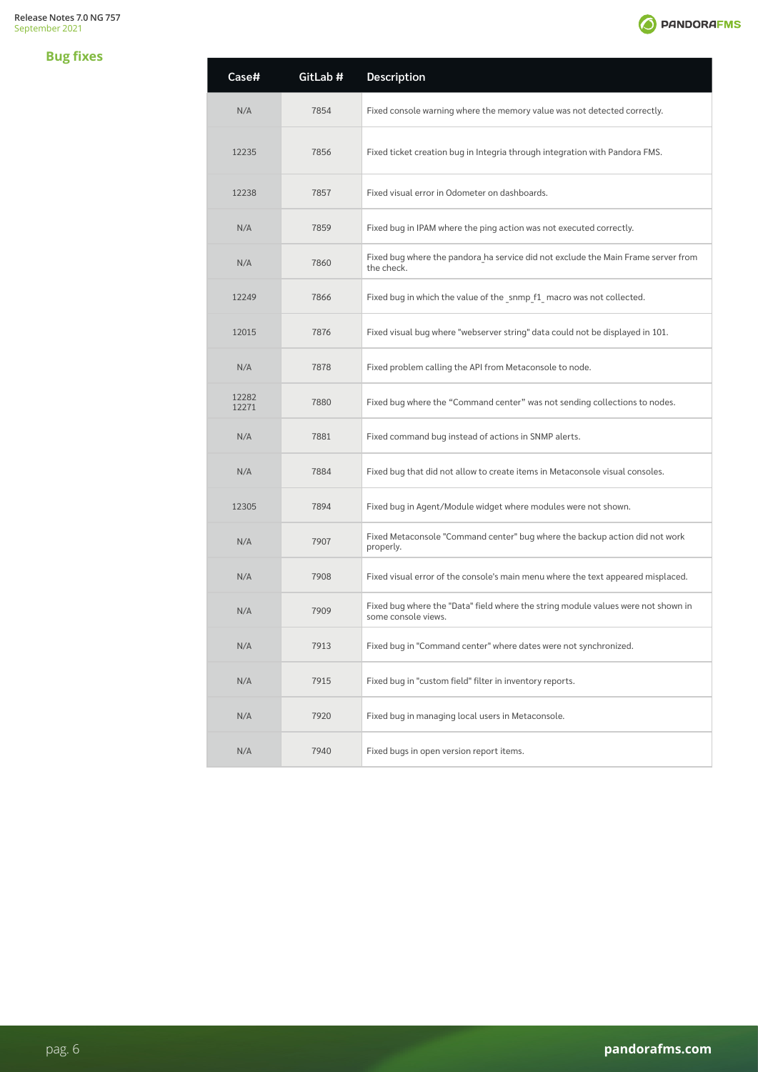## Bug fixes

| Case# | GitLab # | Description |
|---|---|---|
| N/A | 7854 | Fixed console warning where the memory value was not detected correctly. |
| 12235 | 7856 | Fixed ticket creation bug in Integria through integration with Pandora FMS. |
| 12238 | 7857 | Fixed visual error in Odometer on dashboards. |
| N/A | 7859 | Fixed bug in IPAM where the ping action was not executed correctly. |
| N/A | 7860 | Fixed bug where the pandora_ha service did not exclude the Main Frame server from the check. |
| 12249 | 7866 | Fixed bug in which the value of the _snmp_f1_ macro was not collected. |
| 12015 | 7876 | Fixed visual bug where "webserver string" data could not be displayed in 101. |
| N/A | 7878 | Fixed problem calling the API from Metaconsole to node. |
| 12282 12271 | 7880 | Fixed bug where the "Command center" was not sending collections to nodes. |
| N/A | 7881 | Fixed command bug instead of actions in SNMP alerts. |
| N/A | 7884 | Fixed bug that did not allow to create items in Metaconsole visual consoles. |
| 12305 | 7894 | Fixed bug in Agent/Module widget where modules were not shown. |
| N/A | 7907 | Fixed Metaconsole "Command center" bug where the backup action did not work properly. |
| N/A | 7908 | Fixed visual error of the console's main menu where the text appeared misplaced. |
| N/A | 7909 | Fixed bug where the "Data" field where the string module values were not shown in some console views. |
| N/A | 7913 | Fixed bug in "Command center" where dates were not synchronized. |
| N/A | 7915 | Fixed bug in "custom field" filter in inventory reports. |
| N/A | 7920 | Fixed bug in managing local users in Metaconsole. |
| N/A | 7940 | Fixed bugs in open version report items. |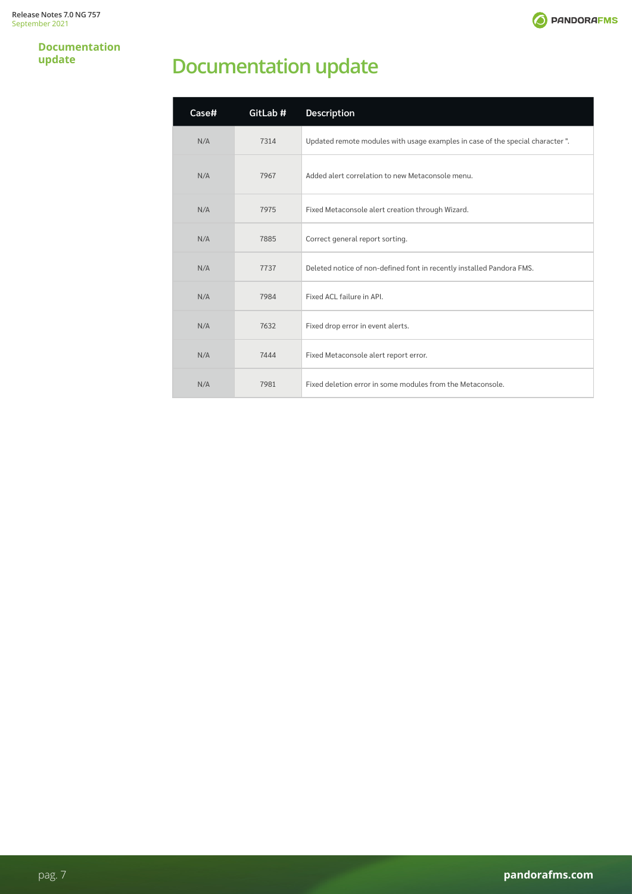# Documentation update

| Case# | GitLab # | Description |
|---|---|---|
| N/A | 7314 | Updated remote modules with usage examples in case of the special character ". |
| N/A | 7967 | Added alert correlation to new Metaconsole menu. |
| N/A | 7975 | Fixed Metaconsole alert creation through Wizard. |
| N/A | 7885 | Correct general report sorting. |
| N/A | 7737 | Deleted notice of non-defined font in recently installed Pandora FMS. |
| N/A | 7984 | Fixed ACL failure in API. |
| N/A | 7632 | Fixed drop error in event alerts. |
| N/A | 7444 | Fixed Metaconsole alert report error. |
| N/A | 7981 | Fixed deletion error in some modules from the Metaconsole. |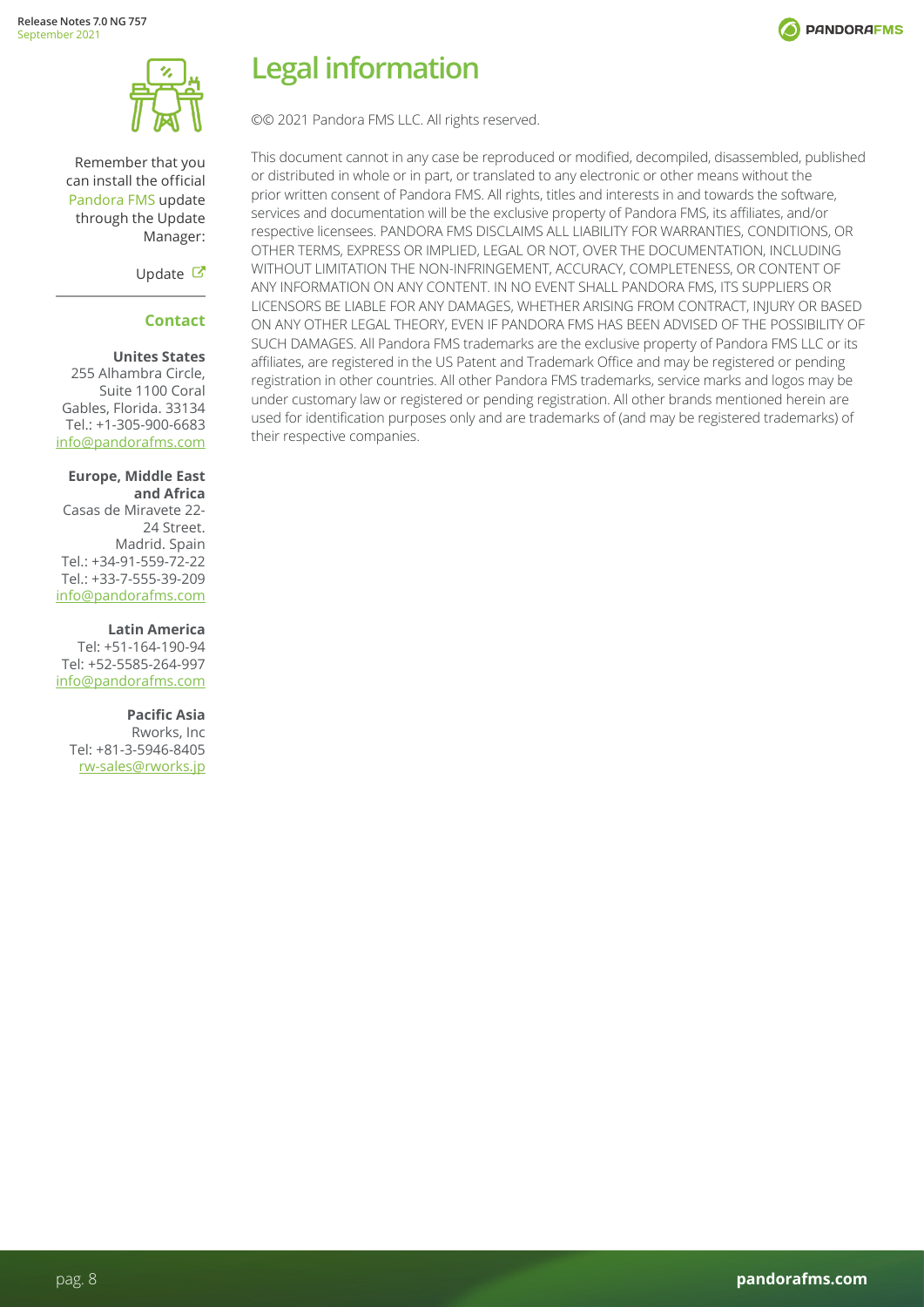Remember that you can install the official Pandora FMS update through the Update Manager:

Update

## Contact

**Unites States**
255 Alhambra Circle, Suite 1100 Coral Gables, Florida. 33134
Tel.: +1-305-900-6683
info@pandorafms.com

**Europe, Middle East and Africa**
Casas de Miravete 22-24 Street.
Madrid. Spain
Tel.: +34-91-559-72-22
Tel.: +33-7-555-39-209
info@pandorafms.com

**Latin America**
Tel: +51-164-190-94
Tel: +52-5585-264-997
info@pandorafms.com

**Pacific Asia**
Rworks, Inc
Tel: +81-3-5946-8405
rw-sales@rworks.jp

# Legal information

©© 2021 Pandora FMS LLC. All rights reserved.

This document cannot in any case be reproduced or modified, decompiled, disassembled, published or distributed in whole or in part, or translated to any electronic or other means without the prior written consent of Pandora FMS. All rights, titles and interests in and towards the software, services and documentation will be the exclusive property of Pandora FMS, its affiliates, and/or respective licensees. PANDORA FMS DISCLAIMS ALL LIABILITY FOR WARRANTIES, CONDITIONS, OR OTHER TERMS, EXPRESS OR IMPLIED, LEGAL OR NOT, OVER THE DOCUMENTATION, INCLUDING WITHOUT LIMITATION THE NON-INFRINGEMENT, ACCURACY, COMPLETENESS, OR CONTENT OF ANY INFORMATION ON ANY CONTENT. IN NO EVENT SHALL PANDORA FMS, ITS SUPPLIERS OR LICENSORS BE LIABLE FOR ANY DAMAGES, WHETHER ARISING FROM CONTRACT, INJURY OR BASED ON ANY OTHER LEGAL THEORY, EVEN IF PANDORA FMS HAS BEEN ADVISED OF THE POSSIBILITY OF SUCH DAMAGES. All Pandora FMS trademarks are the exclusive property of Pandora FMS LLC or its affiliates, are registered in the US Patent and Trademark Office and may be registered or pending registration in other countries. All other Pandora FMS trademarks, service marks and logos may be under customary law or registered or pending registration. All other brands mentioned herein are used for identification purposes only and are trademarks of (and may be registered trademarks) of their respective companies.